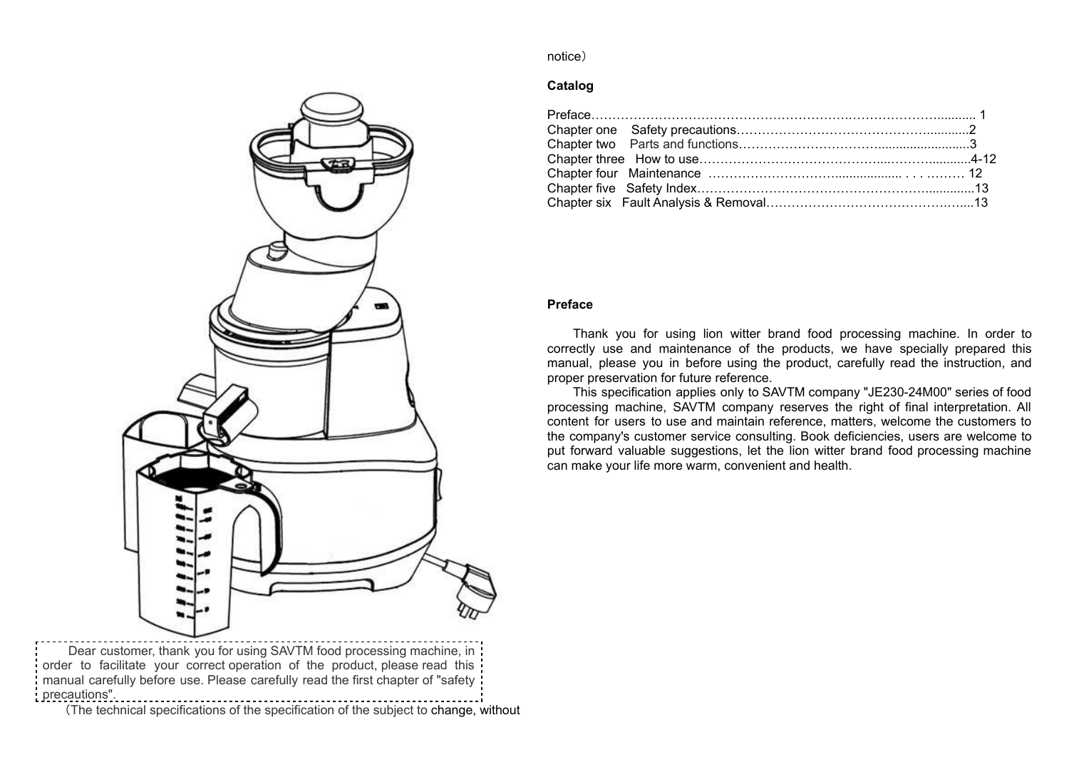Dear customer, thank you for using SAVTM food processing machine, in order to facilitate your correct operation of the product, please read this manual carefully before use. Please carefully read the first chapter of "safety precautions".

（The technical specifications of the specification of the subject to change, without notice）

**Catalog**

Preface…………………………………………………….……………………........... 1
Chapter one Safety precautions…………………………………………............2
Chapter two Parts and functions……………………………..........................3
Chapter three How to use……………………………………....………............4-12
Chapter four Maintenance ………………………….................. . . . ……… 12
Chapter five Safety Index………………………………………………….............13
Chapter six Fault Analysis & Removal………………………………………….....13

**Preface**

Thank you for using lion witter brand food processing machine. In order to correctly use and maintenance of the products, we have specially prepared this manual, please you in before using the product, carefully read the instruction, and proper preservation for future reference.

This specification applies only to SAVTM company "JE230-24M00" series of food processing machine, SAVTM company reserves the right of final interpretation. All content for users to use and maintain reference, matters, welcome the customers to the company's customer service consulting. Book deficiencies, users are welcome to put forward valuable suggestions, let the lion witter brand food processing machine can make your life more warm, convenient and health.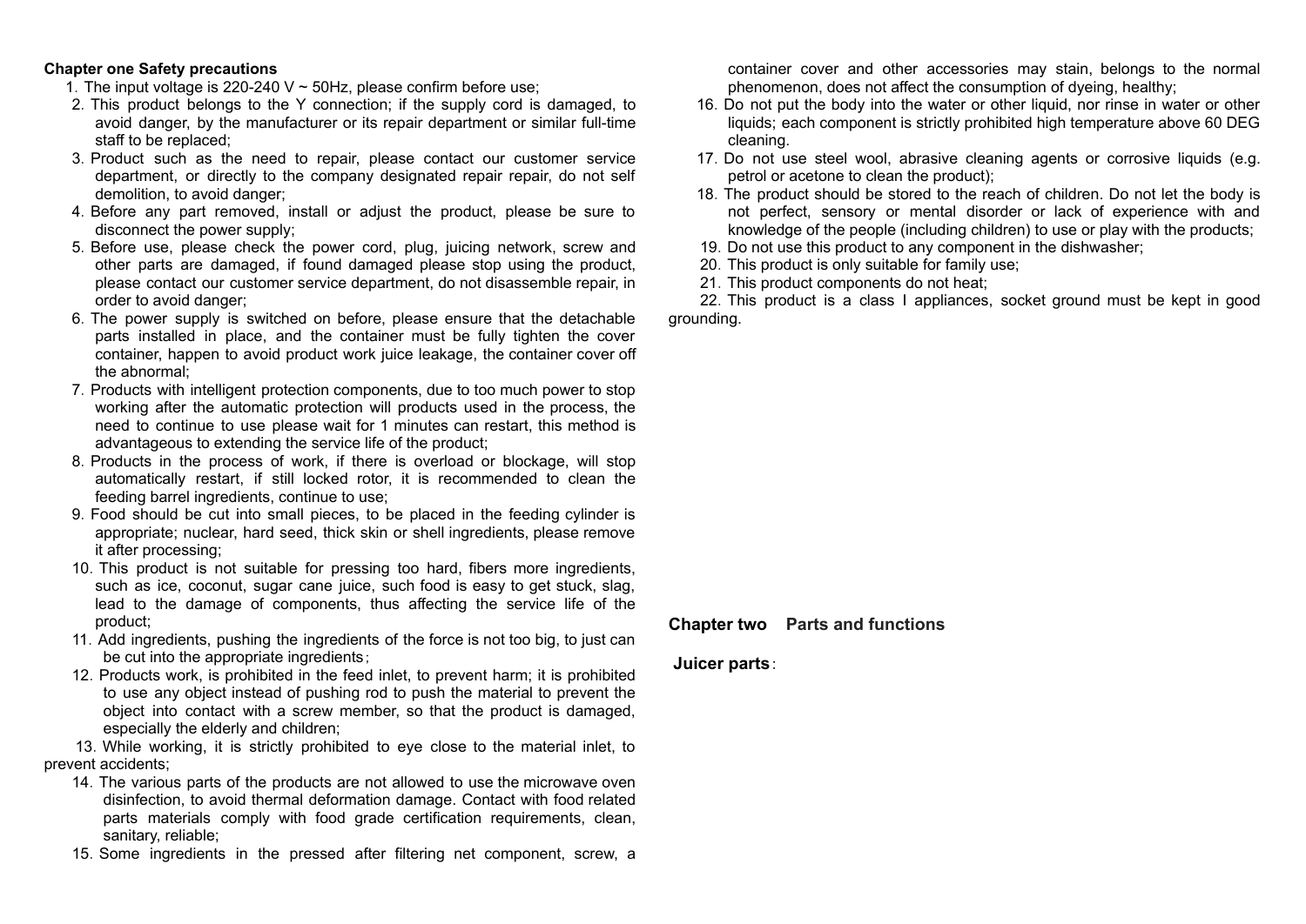**Chapter one Safety precautions**

1. The input voltage is 220-240 V ~ 50Hz, please confirm before use;
2. This product belongs to the Y connection; if the supply cord is damaged, to avoid danger, by the manufacturer or its repair department or similar full-time staff to be replaced;
3. Product such as the need to repair, please contact our customer service department, or directly to the company designated repair repair, do not self demolition, to avoid danger;
4. Before any part removed, install or adjust the product, please be sure to disconnect the power supply;
5. Before use, please check the power cord, plug, juicing network, screw and other parts are damaged, if found damaged please stop using the product, please contact our customer service department, do not disassemble repair, in order to avoid danger;
6. The power supply is switched on before, please ensure that the detachable parts installed in place, and the container must be fully tighten the cover container, happen to avoid product work juice leakage, the container cover off the abnormal;
7. Products with intelligent protection components, due to too much power to stop working after the automatic protection will products used in the process, the need to continue to use please wait for 1 minutes can restart, this method is advantageous to extending the service life of the product;
8. Products in the process of work, if there is overload or blockage, will stop automatically restart, if still locked rotor, it is recommended to clean the feeding barrel ingredients, continue to use;
9. Food should be cut into small pieces, to be placed in the feeding cylinder is appropriate; nuclear, hard seed, thick skin or shell ingredients, please remove it after processing;
10. This product is not suitable for pressing too hard, fibers more ingredients, such as ice, coconut, sugar cane juice, such food is easy to get stuck, slag, lead to the damage of components, thus affecting the service life of the product;
11. Add ingredients, pushing the ingredients of the force is not too big, to just can be cut into the appropriate ingredients；
12. Products work, is prohibited in the feed inlet, to prevent harm; it is prohibited to use any object instead of pushing rod to push the material to prevent the object into contact with a screw member, so that the product is damaged, especially the elderly and children;
13. While working, it is strictly prohibited to eye close to the material inlet, to prevent accidents;
14. The various parts of the products are not allowed to use the microwave oven disinfection, to avoid thermal deformation damage. Contact with food related parts materials comply with food grade certification requirements, clean, sanitary, reliable;
15. Some ingredients in the pressed after filtering net component, screw, a container cover and other accessories may stain, belongs to the normal phenomenon, does not affect the consumption of dyeing, healthy;
16. Do not put the body into the water or other liquid, nor rinse in water or other liquids; each component is strictly prohibited high temperature above 60 DEG cleaning.
17. Do not use steel wool, abrasive cleaning agents or corrosive liquids (e.g. petrol or acetone to clean the product);
18. The product should be stored to the reach of children. Do not let the body is not perfect, sensory or mental disorder or lack of experience with and knowledge of the people (including children) to use or play with the products;
19. Do not use this product to any component in the dishwasher;
20. This product is only suitable for family use;
21. This product components do not heat;
22. This product is a class I appliances, socket ground must be kept in good grounding.

**Chapter two Parts and functions**

**Juicer parts**：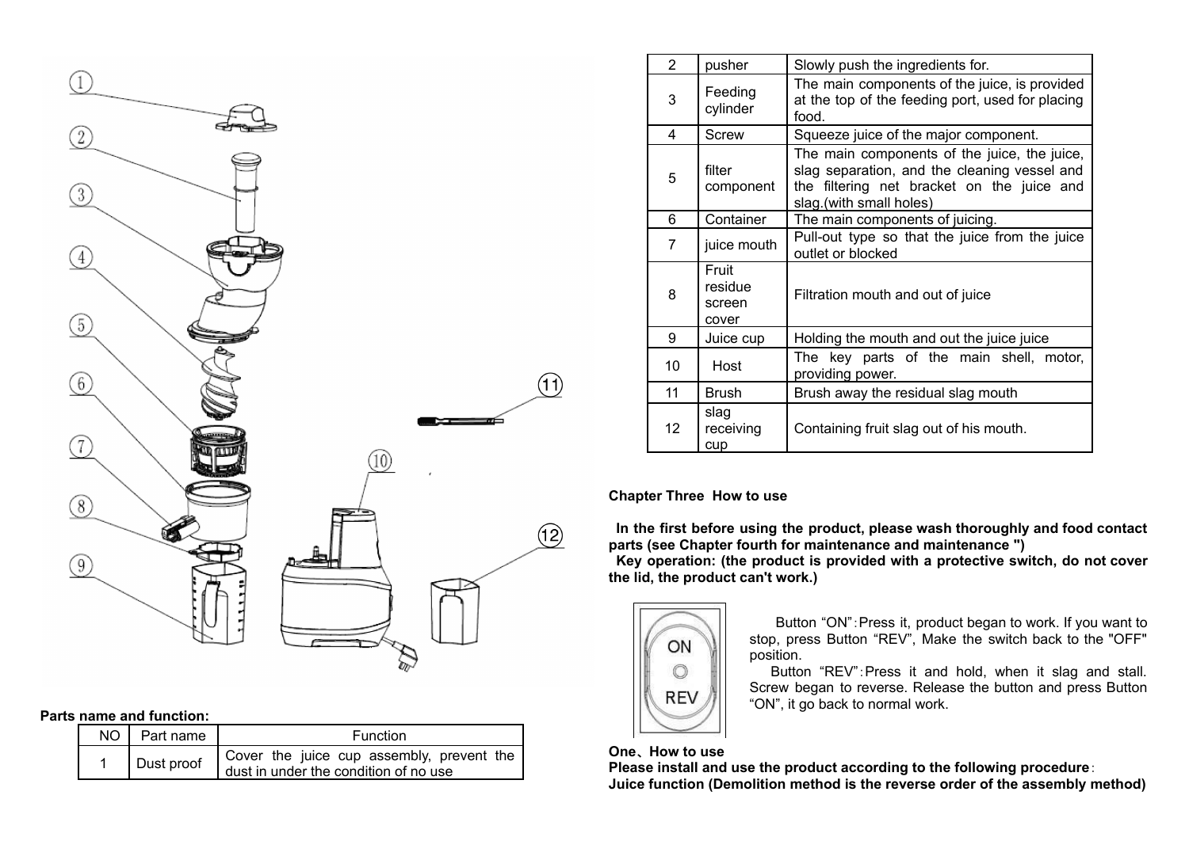Parts name and function:

| NO | Part name | Function |
|---|---|---|
| 1 | Dust proof | Cover the juice cup assembly, prevent the dust in under the condition of no use |
| 2 | pusher | Slowly push the ingredients for. |
| 3 | Feeding cylinder | The main components of the juice, is provided at the top of the feeding port, used for placing food. |
| 4 | Screw | Squeeze juice of the major component. |
| 5 | filter component | The main components of the juice, the juice, slag separation, and the cleaning vessel and the filtering net bracket on the juice and slag.(with small holes) |
| 6 | Container | The main components of juicing. |
| 7 | juice mouth | Pull-out type so that the juice from the juice outlet or blocked |
| 8 | Fruit residue screen cover | Filtration mouth and out of juice |
| 9 | Juice cup | Holding the mouth and out the juice juice |
| 10 | Host | The key parts of the main shell, motor, providing power. |
| 11 | Brush | Brush away the residual slag mouth |
| 12 | slag receiving cup | Containing fruit slag out of his mouth. |

**Chapter Three How to use**

**In the first before using the product, please wash thoroughly and food contact parts (see Chapter fourth for maintenance and maintenance ")**
**Key operation: (the product is provided with a protective switch, do not cover the lid, the product can't work.)**

ON
REV

Button "ON": Press it, product began to work. If you want to stop, press Button "REV", Make the switch back to the "OFF" position.

Button "REV": Press it and hold, when it slag and stall. Screw began to reverse. Release the button and press Button "ON", it go back to normal work.

**One、How to use**
**Please install and use the product according to the following procedure:**
**Juice function (Demolition method is the reverse order of the assembly method)**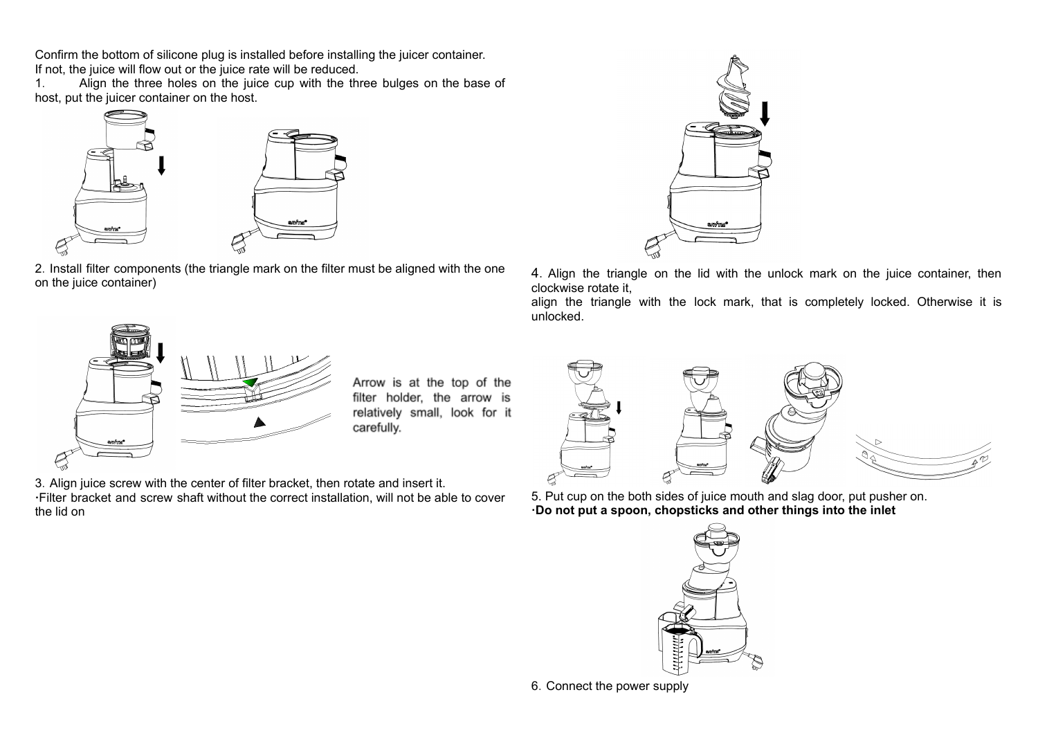Confirm the bottom of silicone plug is installed before installing the juicer container.
If not, the juice will flow out or the juice rate will be reduced.

1. Align the three holes on the juice cup with the three bulges on the base of host, put the juicer container on the host.

2. Install filter components (the triangle mark on the filter must be aligned with the one on the juice container)

Arrow is at the top of the filter holder, the arrow is relatively small, look for it carefully.

3. Align juice screw with the center of filter bracket, then rotate and insert it.
·Filter bracket and screw shaft without the correct installation, will not be able to cover the lid on

4. Align the triangle on the lid with the unlock mark on the juice container, then clockwise rotate it,
align the triangle with the lock mark, that is completely locked. Otherwise it is unlocked.

5. Put cup on the both sides of juice mouth and slag door, put pusher on.
**·Do not put a spoon, chopsticks and other things into the inlet**

6. Connect the power supply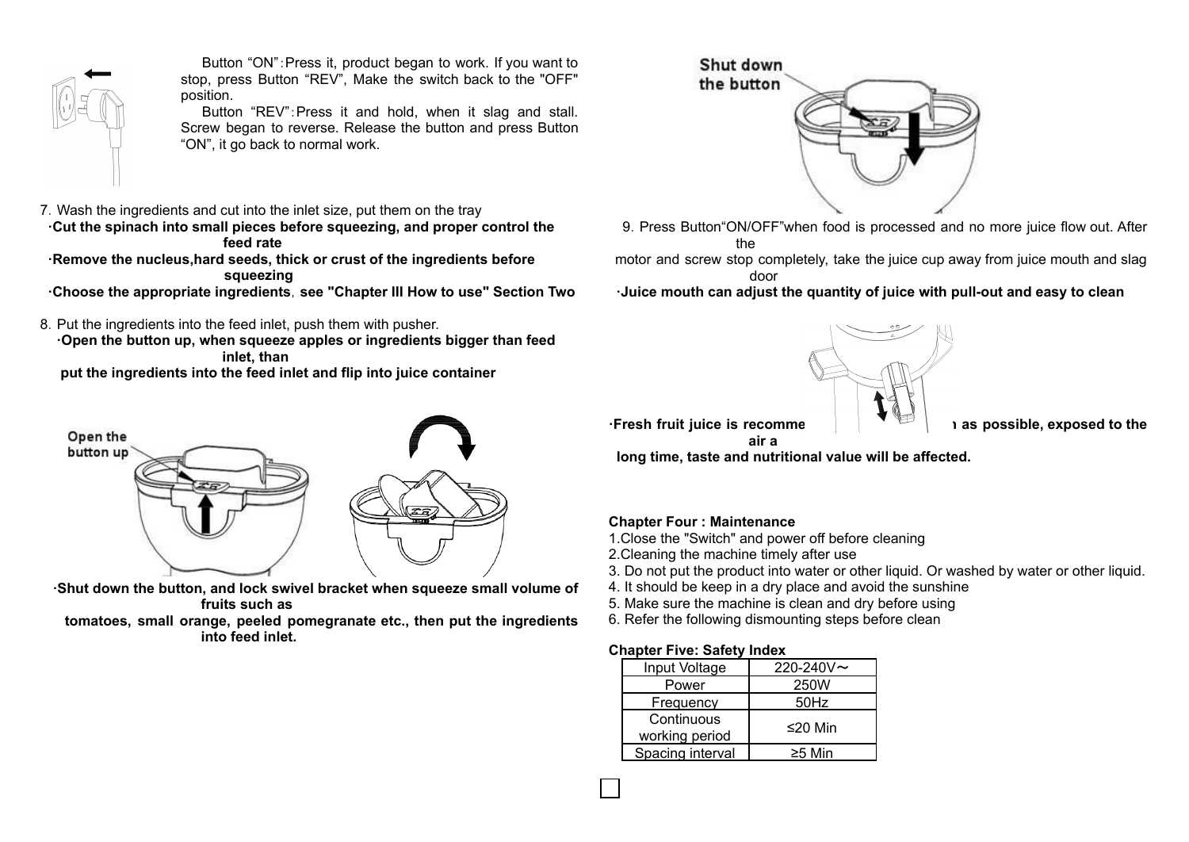Button "ON": Press it, product began to work. If you want to stop, press Button "REV", Make the switch back to the "OFF" position.

Button "REV": Press it and hold, when it slag and stall. Screw began to reverse. Release the button and press Button "ON", it go back to normal work.

7. Wash the ingredients and cut into the inlet size, put them on the tray

**·Cut the spinach into small pieces before squeezing, and proper control the feed rate**

**·Remove the nucleus,hard seeds, thick or crust of the ingredients before squeezing**

**·Choose the appropriate ingredients, see "Chapter III How to use" Section Two**

8. Put the ingredients into the feed inlet, push them with pusher.

**·Open the button up, when squeeze apples or ingredients bigger than feed inlet, than put the ingredients into the feed inlet and flip into juice container**

Open the button up

**·Shut down the button, and lock swivel bracket when squeeze small volume of fruits such as tomatoes, small orange, peeled pomegranate etc., then put the ingredients into feed inlet.**

Shut down the button

9. Press Button"ON/OFF"when food is processed and no more juice flow out. After the motor and screw stop completely, take the juice cup away from juice mouth and slag door

**·Juice mouth can adjust the quantity of juice with pull-out and easy to clean**

**·Fresh fruit juice is recomme... as possible, exposed to the air a long time, taste and nutritional value will be affected.**

**Chapter Four : Maintenance**

1.Close the "Switch" and power off before cleaning
2.Cleaning the machine timely after use
3. Do not put the product into water or other liquid. Or washed by water or other liquid.
4. It should be keep in a dry place and avoid the sunshine
5. Make sure the machine is clean and dry before using
6. Refer the following dismounting steps before clean

**Chapter Five: Safety Index**

| | |
|---|---|
| Input Voltage | 220-240V～ |
| Power | 250W |
| Frequency | 50Hz |
| Continuous working period | ≤20 Min |
| Spacing interval | ≥5 Min |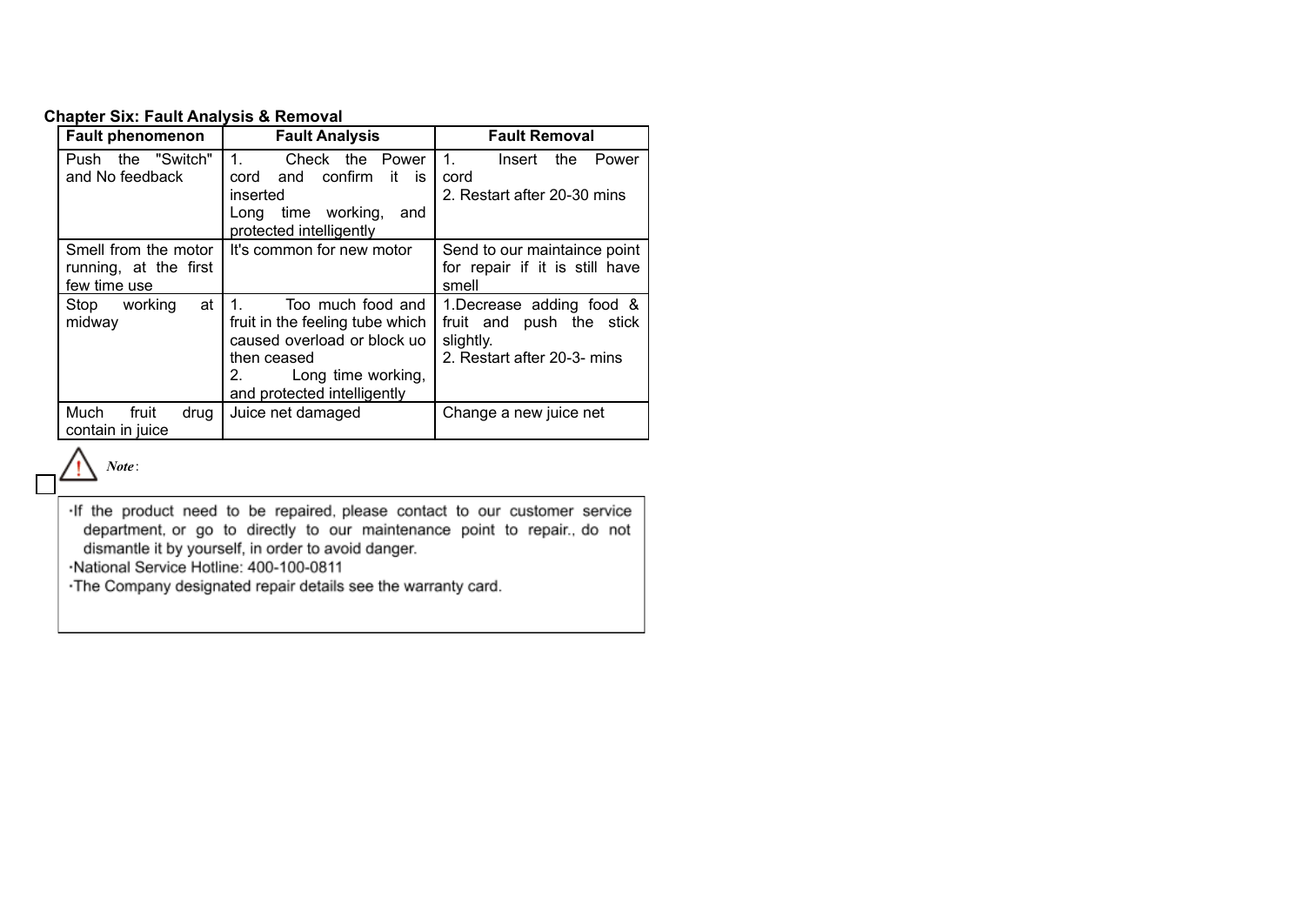## Chapter Six: Fault Analysis & Removal

| Fault phenomenon | Fault Analysis | Fault Removal |
|---|---|---|
| Push the "Switch" and No feedback | 1. Check the Power cord and confirm it is inserted<br>Long time working, and protected intelligently | 1. Insert the Power cord<br>2. Restart after 20-30 mins |
| Smell from the motor running, at the first few time use | It's common for new motor | Send to our maintaince point for repair if it is still have smell |
| Stop working at midway | 1. Too much food and fruit in the feeling tube which caused overload or block uo then ceased<br>2. Long time working, and protected intelligently | 1.Decrease adding food & fruit and push the stick slightly.<br>2. Restart after 20-3- mins |
| Much fruit drug contain in juice | Juice net damaged | Change a new juice net |

*Note*:

·If the product need to be repaired, please contact to our customer service department, or go to directly to our maintenance point to repair., do not dismantle it by yourself, in order to avoid danger.
·National Service Hotline: 400-100-0811
·The Company designated repair details see the warranty card.